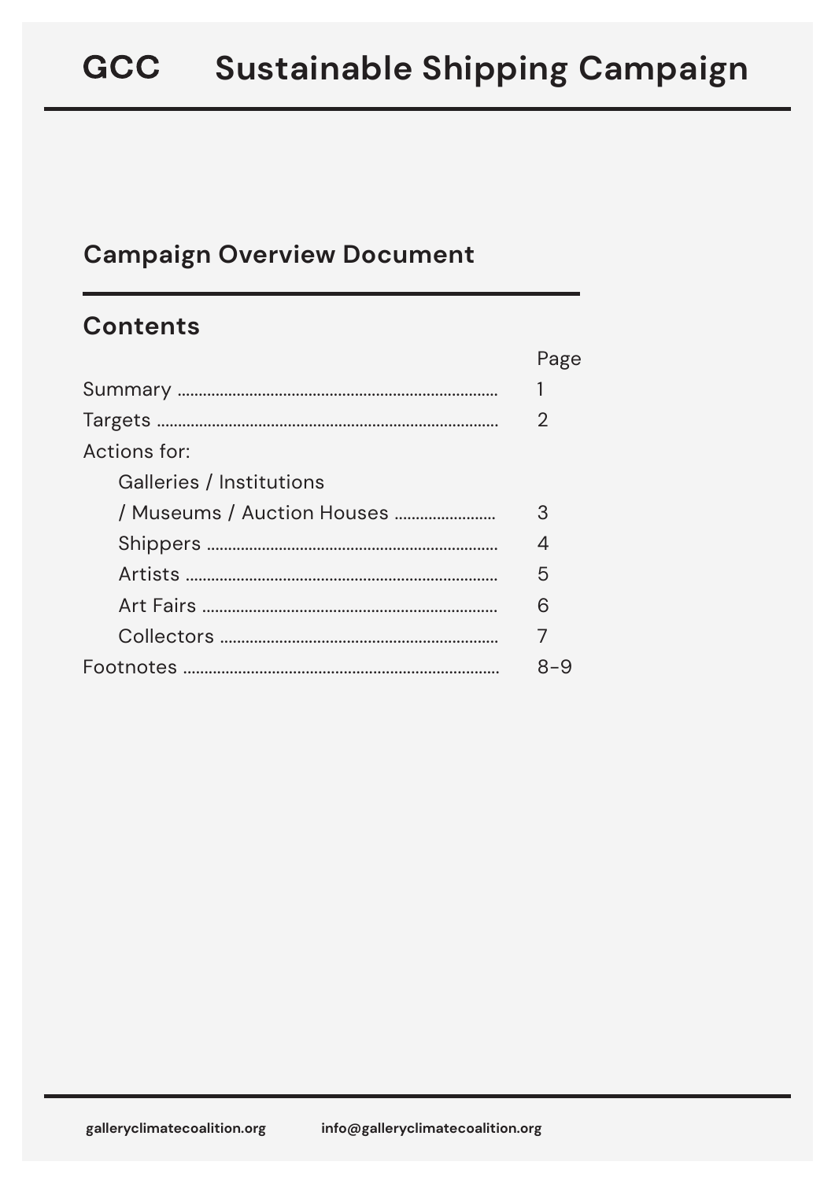# GCC Sustainable Shipping Campaign

## Campaign Overview Document

## Contents

| | Page |
|---|---|
| Summary | 1 |
| Targets | 2 |
| Actions for: | |
| Galleries / Institutions / Museums / Auction Houses | 3 |
| Shippers | 4 |
| Artists | 5 |
| Art Fairs | 6 |
| Collectors | 7 |
| Footnotes | 8-9 |

galleryclimatecoalition.org info@galleryclimatecoalition.org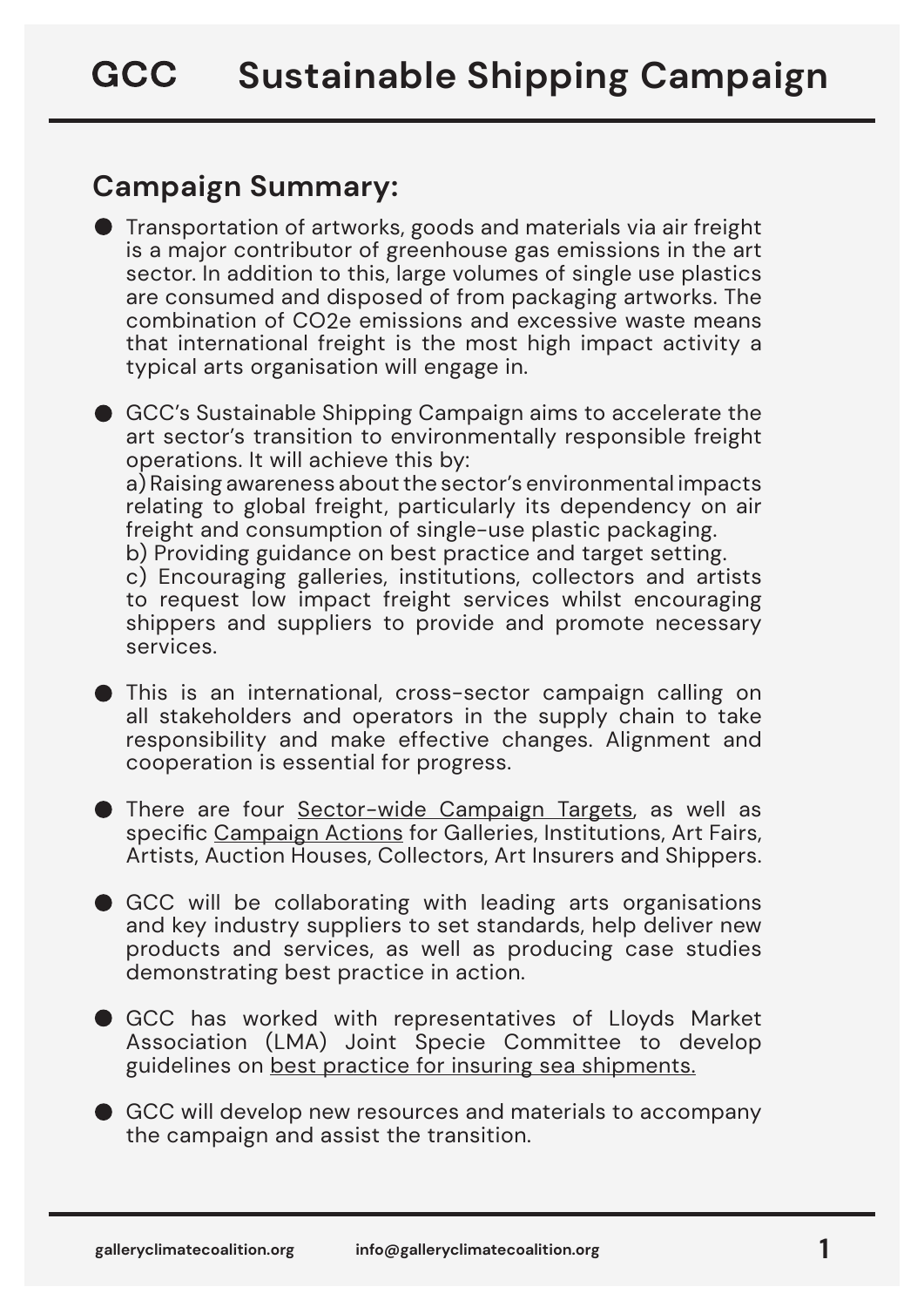# GCC Sustainable Shipping Campaign

## Campaign Summary:

- Transportation of artworks, goods and materials via air freight is a major contributor of greenhouse gas emissions in the art sector. In addition to this, large volumes of single use plastics are consumed and disposed of from packaging artworks. The combination of $CO_2e$ emissions and excessive waste means that international freight is the most high impact activity a typical arts organisation will engage in.

- GCC's Sustainable Shipping Campaign aims to accelerate the art sector's transition to environmentally responsible freight operations. It will achieve this by:
  a) Raising awareness about the sector's environmental impacts relating to global freight, particularly its dependency on air freight and consumption of single-use plastic packaging.
  b) Providing guidance on best practice and target setting.
  c) Encouraging galleries, institutions, collectors and artists to request low impact freight services whilst encouraging shippers and suppliers to provide and promote necessary services.

- This is an international, cross-sector campaign calling on all stakeholders and operators in the supply chain to take responsibility and make effective changes. Alignment and cooperation is essential for progress.

- There are four Sector-wide Campaign Targets, as well as specific Campaign Actions for Galleries, Institutions, Art Fairs, Artists, Auction Houses, Collectors, Art Insurers and Shippers.

- GCC will be collaborating with leading arts organisations and key industry suppliers to set standards, help deliver new products and services, as well as producing case studies demonstrating best practice in action.

- GCC has worked with representatives of Lloyds Market Association (LMA) Joint Specie Committee to develop guidelines on best practice for insuring sea shipments.

- GCC will develop new resources and materials to accompany the campaign and assist the transition.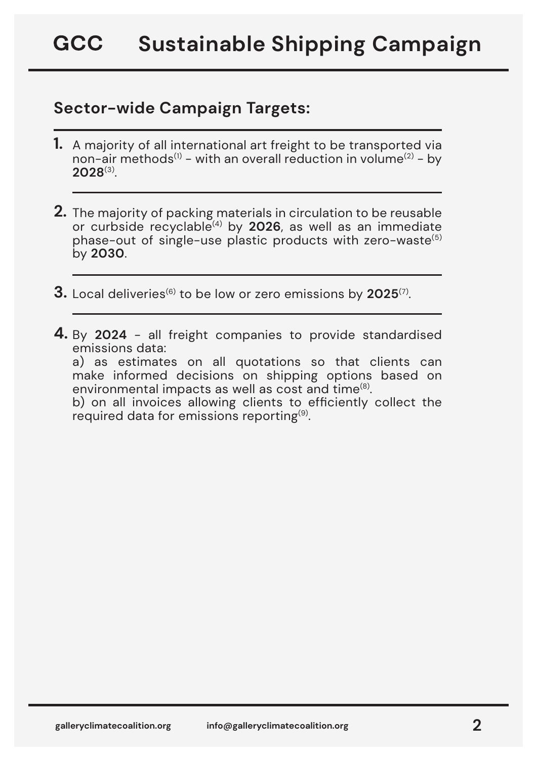# GCC Sustainable Shipping Campaign

## Sector-wide Campaign Targets:

1. A majority of all international art freight to be transported via non-air methods[1] - with an overall reduction in volume[2] - by **2028**[3].

2. The majority of packing materials in circulation to be reusable or curbside recyclable[4] by **2026**, as well as an immediate phase-out of single-use plastic products with zero-waste[5] by **2030**.

3. Local deliveries[6] to be low or zero emissions by **2025**[7].

4. By **2024** - all freight companies to provide standardised emissions data:
   a) as estimates on all quotations so that clients can make informed decisions on shipping options based on environmental impacts as well as cost and time[8].
   b) on all invoices allowing clients to efficiently collect the required data for emissions reporting[9].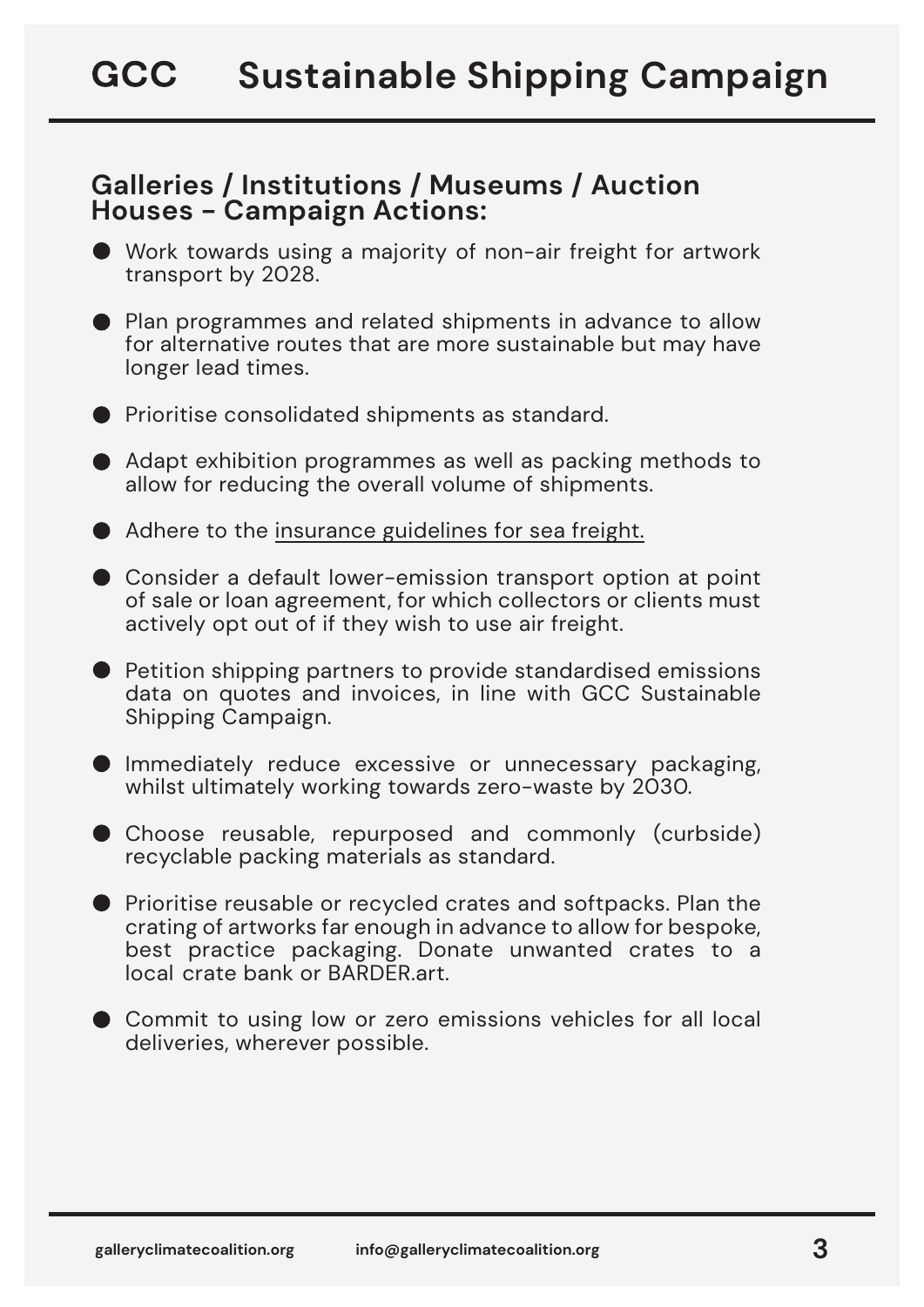# GCC Sustainable Shipping Campaign

## Galleries / Institutions / Museums / Auction Houses - Campaign Actions:

- Work towards using a majority of non-air freight for artwork transport by 2028.
- Plan programmes and related shipments in advance to allow for alternative routes that are more sustainable but may have longer lead times.
- Prioritise consolidated shipments as standard.
- Adapt exhibition programmes as well as packing methods to allow for reducing the overall volume of shipments.
- Adhere to the insurance guidelines for sea freight.
- Consider a default lower-emission transport option at point of sale or loan agreement, for which collectors or clients must actively opt out of if they wish to use air freight.
- Petition shipping partners to provide standardised emissions data on quotes and invoices, in line with GCC Sustainable Shipping Campaign.
- Immediately reduce excessive or unnecessary packaging, whilst ultimately working towards zero-waste by 2030.
- Choose reusable, repurposed and commonly (curbside) recyclable packing materials as standard.
- Prioritise reusable or recycled crates and softpacks. Plan the crating of artworks far enough in advance to allow for bespoke, best practice packaging. Donate unwanted crates to a local crate bank or BARDER.art.
- Commit to using low or zero emissions vehicles for all local deliveries, wherever possible.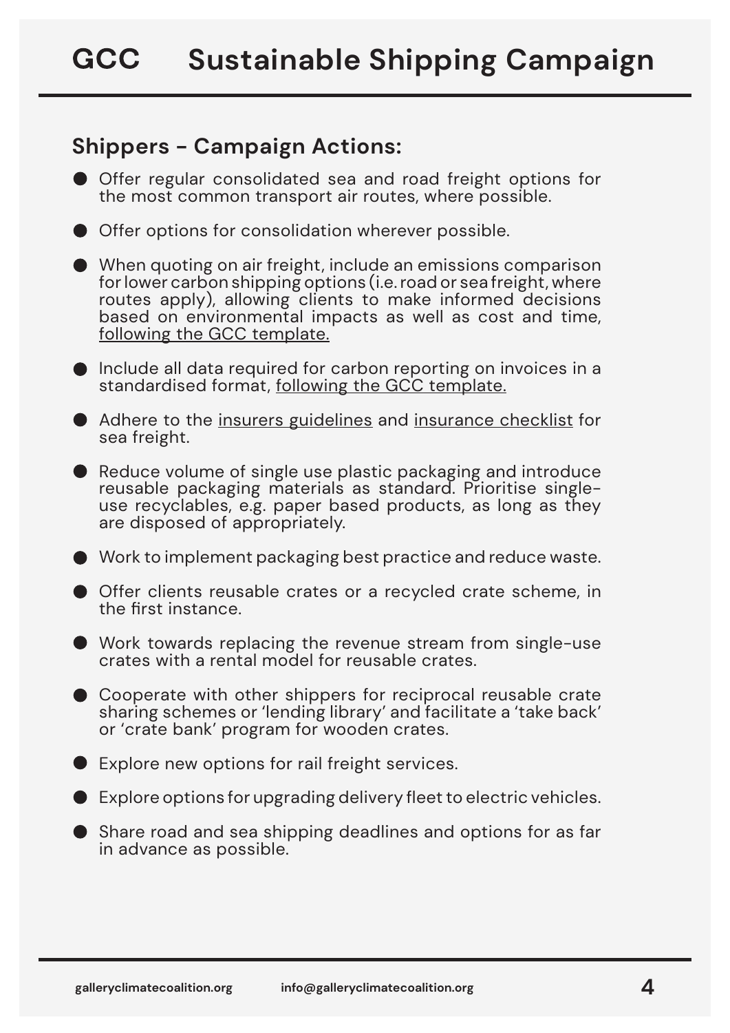# GCC Sustainable Shipping Campaign

## Shippers - Campaign Actions:

- Offer regular consolidated sea and road freight options for the most common transport air routes, where possible.
- Offer options for consolidation wherever possible.
- When quoting on air freight, include an emissions comparison for lower carbon shipping options (i.e. road or sea freight, where routes apply), allowing clients to make informed decisions based on environmental impacts as well as cost and time, following the GCC template.
- Include all data required for carbon reporting on invoices in a standardised format, following the GCC template.
- Adhere to the insurers guidelines and insurance checklist for sea freight.
- Reduce volume of single use plastic packaging and introduce reusable packaging materials as standard. Prioritise single-use recyclables, e.g. paper based products, as long as they are disposed of appropriately.
- Work to implement packaging best practice and reduce waste.
- Offer clients reusable crates or a recycled crate scheme, in the first instance.
- Work towards replacing the revenue stream from single-use crates with a rental model for reusable crates.
- Cooperate with other shippers for reciprocal reusable crate sharing schemes or 'lending library' and facilitate a 'take back' or 'crate bank' program for wooden crates.
- Explore new options for rail freight services.
- Explore options for upgrading delivery fleet to electric vehicles.
- Share road and sea shipping deadlines and options for as far in advance as possible.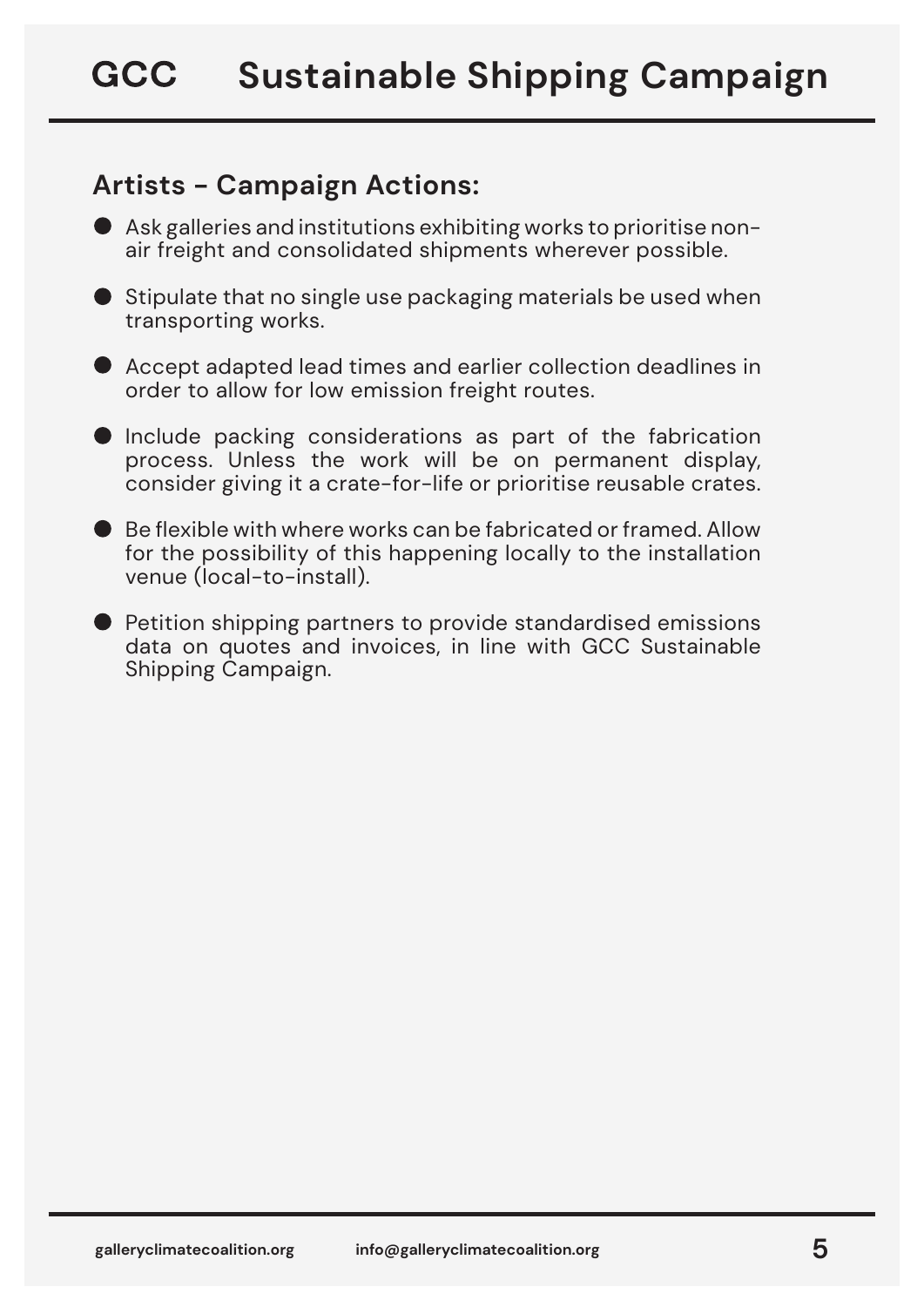## Artists - Campaign Actions:

- Ask galleries and institutions exhibiting works to prioritise non-air freight and consolidated shipments wherever possible.
- Stipulate that no single use packaging materials be used when transporting works.
- Accept adapted lead times and earlier collection deadlines in order to allow for low emission freight routes.
- Include packing considerations as part of the fabrication process. Unless the work will be on permanent display, consider giving it a crate-for-life or prioritise reusable crates.
- Be flexible with where works can be fabricated or framed. Allow for the possibility of this happening locally to the installation venue (local-to-install).
- Petition shipping partners to provide standardised emissions data on quotes and invoices, in line with GCC Sustainable Shipping Campaign.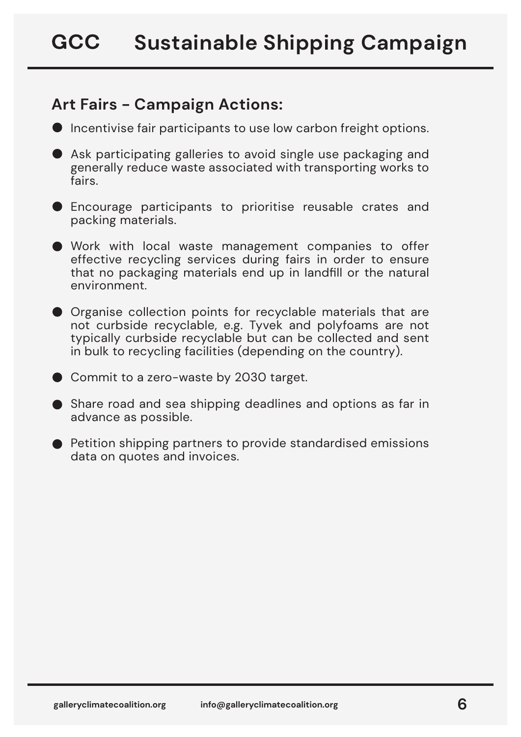## Art Fairs - Campaign Actions:

- Incentivise fair participants to use low carbon freight options.
- Ask participating galleries to avoid single use packaging and generally reduce waste associated with transporting works to fairs.
- Encourage participants to prioritise reusable crates and packing materials.
- Work with local waste management companies to offer effective recycling services during fairs in order to ensure that no packaging materials end up in landfill or the natural environment.
- Organise collection points for recyclable materials that are not curbside recyclable, e.g. Tyvek and polyfoams are not typically curbside recyclable but can be collected and sent in bulk to recycling facilities (depending on the country).
- Commit to a zero-waste by 2030 target.
- Share road and sea shipping deadlines and options as far in advance as possible.
- Petition shipping partners to provide standardised emissions data on quotes and invoices.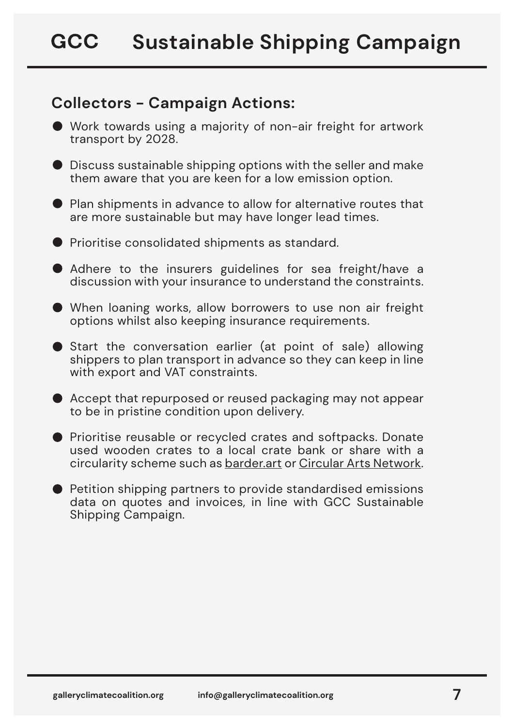# GCC Sustainable Shipping Campaign

## Collectors - Campaign Actions:

- Work towards using a majority of non-air freight for artwork transport by 2028.
- Discuss sustainable shipping options with the seller and make them aware that you are keen for a low emission option.
- Plan shipments in advance to allow for alternative routes that are more sustainable but may have longer lead times.
- Prioritise consolidated shipments as standard.
- Adhere to the insurers guidelines for sea freight/have a discussion with your insurance to understand the constraints.
- When loaning works, allow borrowers to use non air freight options whilst also keeping insurance requirements.
- Start the conversation earlier (at point of sale) allowing shippers to plan transport in advance so they can keep in line with export and VAT constraints.
- Accept that repurposed or reused packaging may not appear to be in pristine condition upon delivery.
- Prioritise reusable or recycled crates and softpacks. Donate used wooden crates to a local crate bank or share with a circularity scheme such as barder.art or Circular Arts Network.
- Petition shipping partners to provide standardised emissions data on quotes and invoices, in line with GCC Sustainable Shipping Campaign.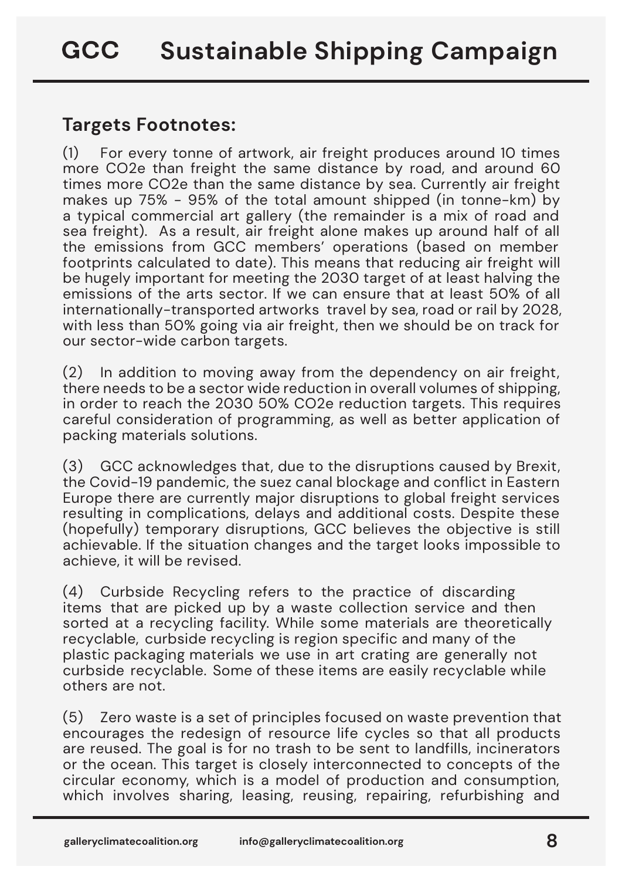## Targets Footnotes:

(1) For every tonne of artwork, air freight produces around 10 times more $CO_2e$ than freight the same distance by road, and around 60 times more $CO_2e$ than the same distance by sea. Currently air freight makes up 75% - 95% of the total amount shipped (in tonne-km) by a typical commercial art gallery (the remainder is a mix of road and sea freight). As a result, air freight alone makes up around half of all the emissions from GCC members' operations (based on member footprints calculated to date). This means that reducing air freight will be hugely important for meeting the 2030 target of at least halving the emissions of the arts sector. If we can ensure that at least 50% of all internationally-transported artworks travel by sea, road or rail by 2028, with less than 50% going via air freight, then we should be on track for our sector-wide carbon targets.

(2) In addition to moving away from the dependency on air freight, there needs to be a sector wide reduction in overall volumes of shipping, in order to reach the 2030 50% $CO_2e$ reduction targets. This requires careful consideration of programming, as well as better application of packing materials solutions.

(3) GCC acknowledges that, due to the disruptions caused by Brexit, the Covid-19 pandemic, the suez canal blockage and conflict in Eastern Europe there are currently major disruptions to global freight services resulting in complications, delays and additional costs. Despite these (hopefully) temporary disruptions, GCC believes the objective is still achievable. If the situation changes and the target looks impossible to achieve, it will be revised.

(4) Curbside Recycling refers to the practice of discarding items that are picked up by a waste collection service and then sorted at a recycling facility. While some materials are theoretically recyclable, curbside recycling is region specific and many of the plastic packaging materials we use in art crating are generally not curbside recyclable. Some of these items are easily recyclable while others are not.

(5) Zero waste is a set of principles focused on waste prevention that encourages the redesign of resource life cycles so that all products are reused. The goal is for no trash to be sent to landfills, incinerators or the ocean. This target is closely interconnected to concepts of the circular economy, which is a model of production and consumption, which involves sharing, leasing, reusing, repairing, refurbishing and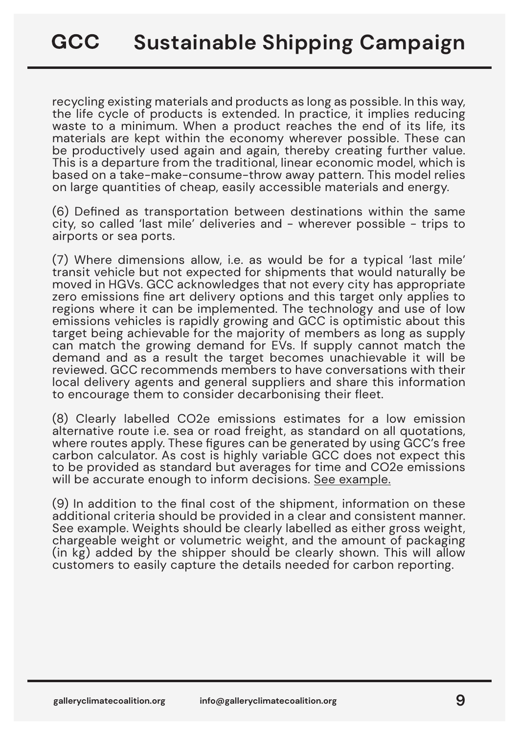recycling existing materials and products as long as possible. In this way, the life cycle of products is extended. In practice, it implies reducing waste to a minimum. When a product reaches the end of its life, its materials are kept within the economy wherever possible. These can be productively used again and again, thereby creating further value. This is a departure from the traditional, linear economic model, which is based on a take-make-consume-throw away pattern. This model relies on large quantities of cheap, easily accessible materials and energy.

(6) Defined as transportation between destinations within the same city, so called 'last mile' deliveries and - wherever possible - trips to airports or sea ports.

(7) Where dimensions allow, i.e. as would be for a typical 'last mile' transit vehicle but not expected for shipments that would naturally be moved in HGVs. GCC acknowledges that not every city has appropriate zero emissions fine art delivery options and this target only applies to regions where it can be implemented. The technology and use of low emissions vehicles is rapidly growing and GCC is optimistic about this target being achievable for the majority of members as long as supply can match the growing demand for EVs. If supply cannot match the demand and as a result the target becomes unachievable it will be reviewed. GCC recommends members to have conversations with their local delivery agents and general suppliers and share this information to encourage them to consider decarbonising their fleet.

(8) Clearly labelled $CO_2e$ emissions estimates for a low emission alternative route i.e. sea or road freight, as standard on all quotations, where routes apply. These figures can be generated by using GCC's free carbon calculator. As cost is highly variable GCC does not expect this to be provided as standard but averages for time and $CO_2e$ emissions will be accurate enough to inform decisions. See example.

(9) In addition to the final cost of the shipment, information on these additional criteria should be provided in a clear and consistent manner. See example. Weights should be clearly labelled as either gross weight, chargeable weight or volumetric weight, and the amount of packaging (in kg) added by the shipper should be clearly shown. This will allow customers to easily capture the details needed for carbon reporting.